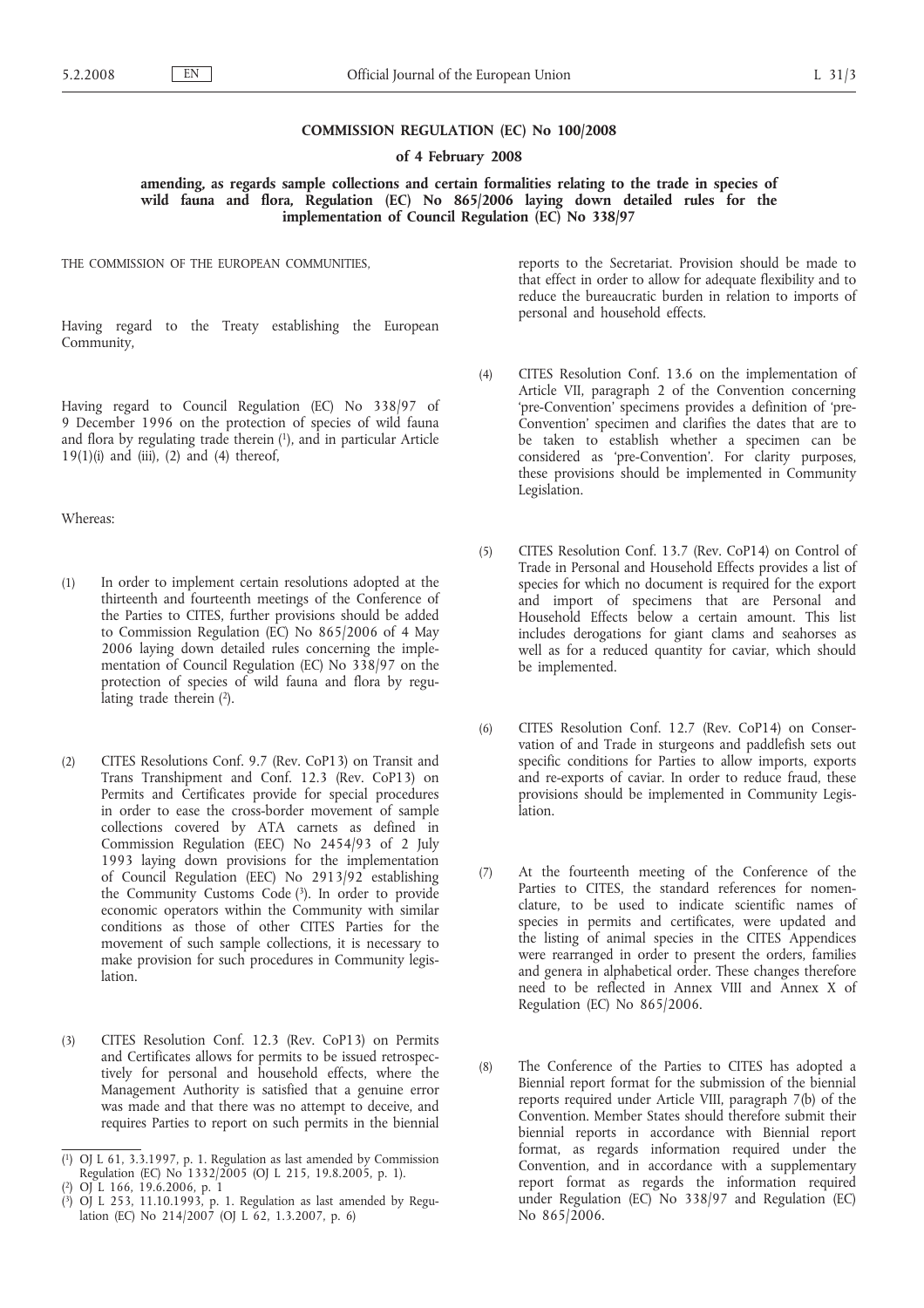**COMMISSION REGULATION (EC) No 100/2008**

**of 4 February 2008**

**amending, as regards sample collections and certain formalities relating to the trade in species of wild fauna and flora, Regulation (EC) No 865/2006 laying down detailed rules for the implementation of Council Regulation (EC) No 338/97**

THE COMMISSION OF THE EUROPEAN COMMUNITIES,

Having regard to the Treaty establishing the European Community,

Having regard to Council Regulation (EC) No 338/97 of 9 December 1996 on the protection of species of wild fauna and flora by regulating trade therein [1], and in particular Article 19(1)(i) and (iii), (2) and (4) thereof,

Whereas:

(1) In order to implement certain resolutions adopted at the thirteenth and fourteenth meetings of the Conference of the Parties to CITES, further provisions should be added to Commission Regulation (EC) No 865/2006 of 4 May 2006 laying down detailed rules concerning the implementation of Council Regulation (EC) No 338/97 on the protection of species of wild fauna and flora by regulating trade therein [2].

(2) CITES Resolutions Conf. 9.7 (Rev. CoP13) on Transit and Trans Transhipment and Conf. 12.3 (Rev. CoP13) on Permits and Certificates provide for special procedures in order to ease the cross-border movement of sample collections covered by ATA carnets as defined in Commission Regulation (EEC) No 2454/93 of 2 July 1993 laying down provisions for the implementation of Council Regulation (EEC) No 2913/92 establishing the Community Customs Code [3]. In order to provide economic operators within the Community with similar conditions as those of other CITES Parties for the movement of such sample collections, it is necessary to make provision for such procedures in Community legislation.

(3) CITES Resolution Conf. 12.3 (Rev. CoP13) on Permits and Certificates allows for permits to be issued retrospectively for personal and household effects, where the Management Authority is satisfied that a genuine error was made and that there was no attempt to deceive, and requires Parties to report on such permits in the biennial reports to the Secretariat. Provision should be made to that effect in order to allow for adequate flexibility and to reduce the bureaucratic burden in relation to imports of personal and household effects.

(4) CITES Resolution Conf. 13.6 on the implementation of Article VII, paragraph 2 of the Convention concerning 'pre-Convention' specimens provides a definition of 'pre-Convention' specimen and clarifies the dates that are to be taken to establish whether a specimen can be considered as 'pre-Convention'. For clarity purposes, these provisions should be implemented in Community Legislation.

(5) CITES Resolution Conf. 13.7 (Rev. CoP14) on Control of Trade in Personal and Household Effects provides a list of species for which no document is required for the export and import of specimens that are Personal and Household Effects below a certain amount. This list includes derogations for giant clams and seahorses as well as for a reduced quantity for caviar, which should be implemented.

(6) CITES Resolution Conf. 12.7 (Rev. CoP14) on Conservation of and Trade in sturgeons and paddlefish sets out specific conditions for Parties to allow imports, exports and re-exports of caviar. In order to reduce fraud, these provisions should be implemented in Community Legislation.

(7) At the fourteenth meeting of the Conference of the Parties to CITES, the standard references for nomenclature, to be used to indicate scientific names of species in permits and certificates, were updated and the listing of animal species in the CITES Appendices were rearranged in order to present the orders, families and genera in alphabetical order. These changes therefore need to be reflected in Annex VIII and Annex X of Regulation (EC) No 865/2006.

(8) The Conference of the Parties to CITES has adopted a Biennial report format for the submission of the biennial reports required under Article VIII, paragraph 7(b) of the Convention. Member States should therefore submit their biennial reports in accordance with Biennial report format, as regards information required under the Convention, and in accordance with a supplementary report format as regards the information required under Regulation (EC) No 338/97 and Regulation (EC) No 865/2006.

---

[1] OJ L 61, 3.3.1997, p. 1. Regulation as last amended by Commission Regulation (EC) No 1332/2005 (OJ L 215, 19.8.2005, p. 1).

[2] OJ L 166, 19.6.2006, p. 1

[3] OJ L 253, 11.10.1993, p. 1. Regulation as last amended by Regulation (EC) No 214/2007 (OJ L 62, 1.3.2007, p. 6)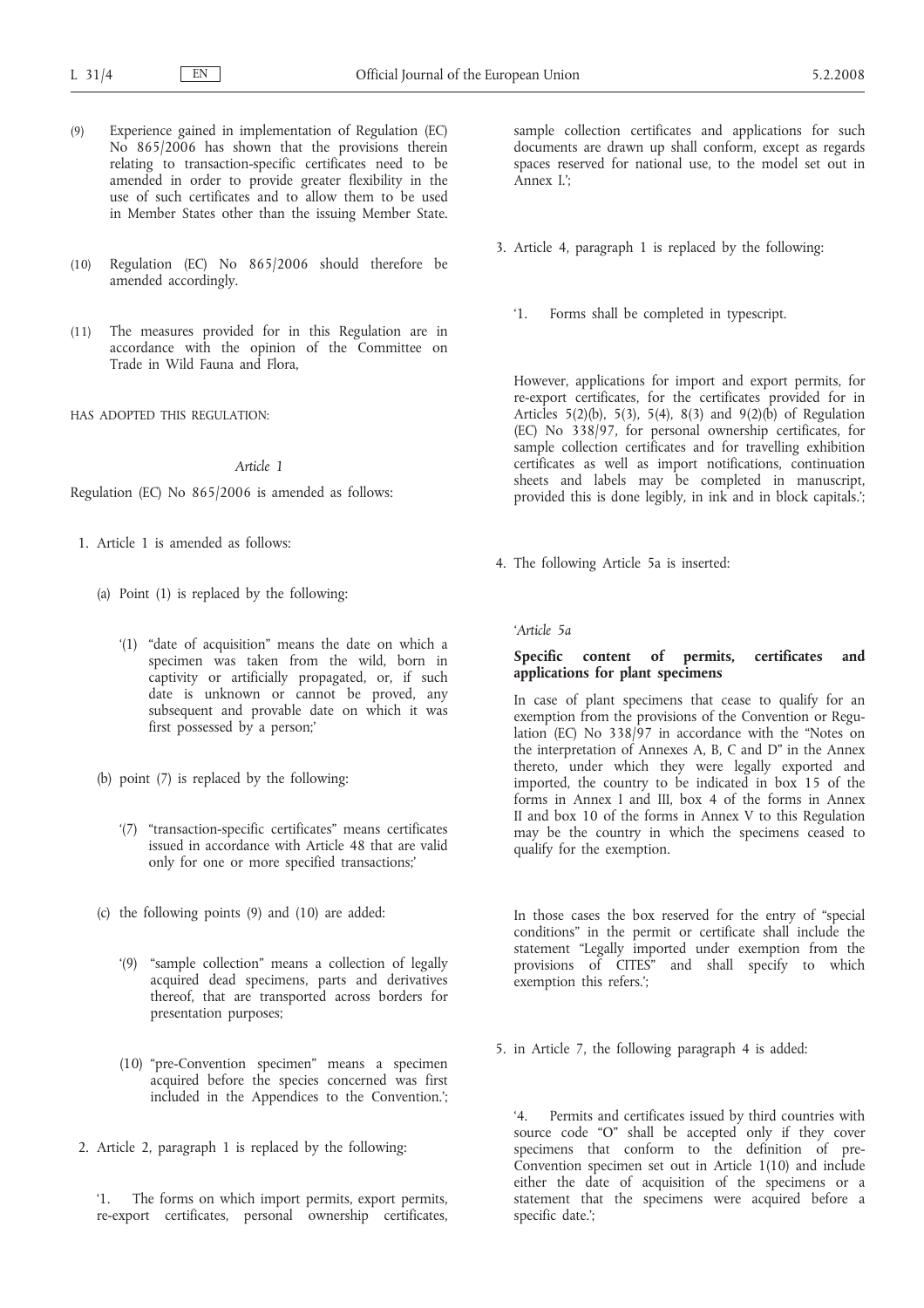(9) Experience gained in implementation of Regulation (EC) No 865/2006 has shown that the provisions therein relating to transaction-specific certificates need to be amended in order to provide greater flexibility in the use of such certificates and to allow them to be used in Member States other than the issuing Member State.

(10) Regulation (EC) No 865/2006 should therefore be amended accordingly.

(11) The measures provided for in this Regulation are in accordance with the opinion of the Committee on Trade in Wild Fauna and Flora,

HAS ADOPTED THIS REGULATION:

*Article 1*

Regulation (EC) No 865/2006 is amended as follows:

1. Article 1 is amended as follows:

   (a) Point (1) is replaced by the following:

   '(1) "date of acquisition" means the date on which a specimen was taken from the wild, born in captivity or artificially propagated, or, if such date is unknown or cannot be proved, any subsequent and provable date on which it was first possessed by a person;'

   (b) point (7) is replaced by the following:

   '(7) "transaction-specific certificates" means certificates issued in accordance with Article 48 that are valid only for one or more specified transactions;'

   (c) the following points (9) and (10) are added:

   '(9) "sample collection" means a collection of legally acquired dead specimens, parts and derivatives thereof, that are transported across borders for presentation purposes;

   (10) "pre-Convention specimen" means a specimen acquired before the species concerned was first included in the Appendices to the Convention.';

2. Article 2, paragraph 1 is replaced by the following:

   '1. The forms on which import permits, export permits, re-export certificates, personal ownership certificates, sample collection certificates and applications for such documents are drawn up shall conform, except as regards spaces reserved for national use, to the model set out in Annex I.';

3. Article 4, paragraph 1 is replaced by the following:

   '1. Forms shall be completed in typescript.

   However, applications for import and export permits, for re-export certificates, for the certificates provided for in Articles 5(2)(b), 5(3), 5(4), 8(3) and 9(2)(b) of Regulation (EC) No 338/97, for personal ownership certificates, for sample collection certificates and for travelling exhibition certificates as well as import notifications, continuation sheets and labels may be completed in manuscript, provided this is done legibly, in ink and in block capitals.';

4. The following Article 5a is inserted:

   '*Article 5a*

   **Specific content of permits, certificates and applications for plant specimens**

   In case of plant specimens that cease to qualify for an exemption from the provisions of the Convention or Regulation (EC) No 338/97 in accordance with the "Notes on the interpretation of Annexes A, B, C and D" in the Annex thereto, under which they were legally exported and imported, the country to be indicated in box 15 of the forms in Annex I and III, box 4 of the forms in Annex II and box 10 of the forms in Annex V to this Regulation may be the country in which the specimens ceased to qualify for the exemption.

   In those cases the box reserved for the entry of "special conditions" in the permit or certificate shall include the statement "Legally imported under exemption from the provisions of CITES" and shall specify to which exemption this refers.';

5. in Article 7, the following paragraph 4 is added:

   '4. Permits and certificates issued by third countries with source code "O" shall be accepted only if they cover specimens that conform to the definition of pre-Convention specimen set out in Article 1(10) and include either the date of acquisition of the specimens or a statement that the specimens were acquired before a specific date.';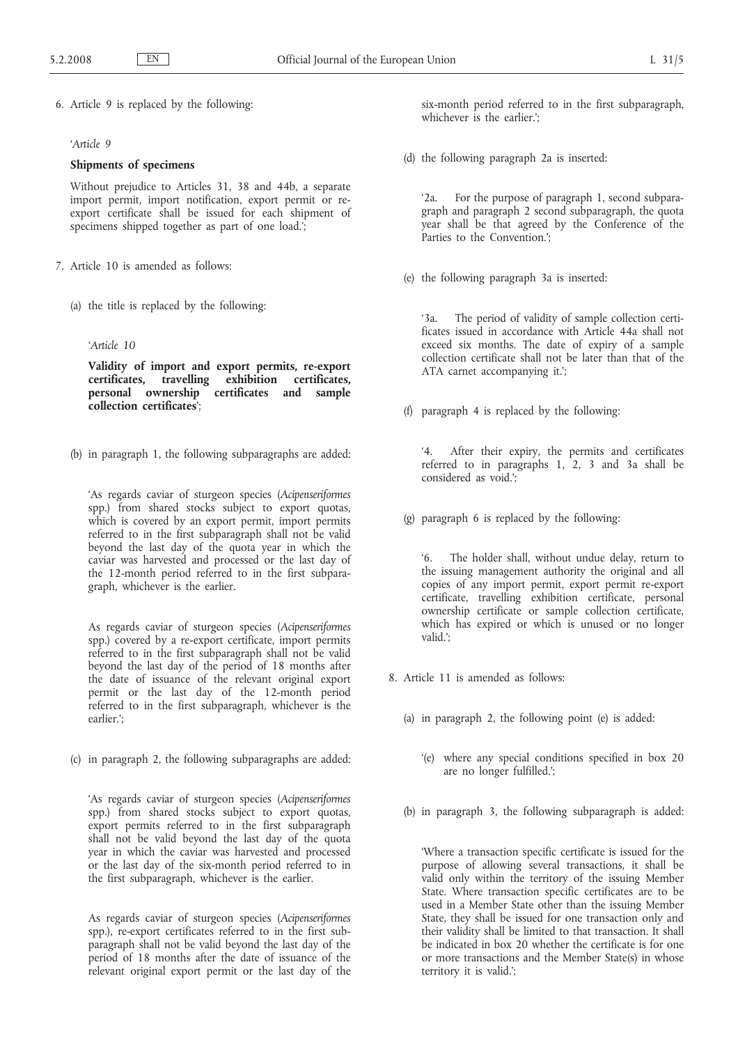6. Article 9 is replaced by the following:

'*Article 9*

**Shipments of specimens**

Without prejudice to Articles 31, 38 and 44b, a separate import permit, import notification, export permit or re-export certificate shall be issued for each shipment of specimens shipped together as part of one load.';

7. Article 10 is amended as follows:

(a) the title is replaced by the following:

'*Article 10*

**Validity of import and export permits, re-export certificates, travelling exhibition certificates, personal ownership certificates and sample collection certificates**';

(b) in paragraph 1, the following subparagraphs are added:

'As regards caviar of sturgeon species (*Acipenseriformes* spp.) from shared stocks subject to export quotas, which is covered by an export permit, import permits referred to in the first subparagraph shall not be valid beyond the last day of the quota year in which the caviar was harvested and processed or the last day of the 12-month period referred to in the first subparagraph, whichever is the earlier.

As regards caviar of sturgeon species (*Acipenseriformes* spp.) covered by a re-export certificate, import permits referred to in the first subparagraph shall not be valid beyond the last day of the period of 18 months after the date of issuance of the relevant original export permit or the last day of the 12-month period referred to in the first subparagraph, whichever is the earlier.';

(c) in paragraph 2, the following subparagraphs are added:

'As regards caviar of sturgeon species (*Acipenseriformes* spp.) from shared stocks subject to export quotas, export permits referred to in the first subparagraph shall not be valid beyond the last day of the quota year in which the caviar was harvested and processed or the last day of the six-month period referred to in the first subparagraph, whichever is the earlier.

As regards caviar of sturgeon species (*Acipenseriformes* spp.), re-export certificates referred to in the first subparagraph shall not be valid beyond the last day of the period of 18 months after the date of issuance of the relevant original export permit or the last day of the six-month period referred to in the first subparagraph, whichever is the earlier.';

(d) the following paragraph 2a is inserted:

'2a. For the purpose of paragraph 1, second subparagraph and paragraph 2 second subparagraph, the quota year shall be that agreed by the Conference of the Parties to the Convention.';

(e) the following paragraph 3a is inserted:

'3a. The period of validity of sample collection certificates issued in accordance with Article 44a shall not exceed six months. The date of expiry of a sample collection certificate shall not be later than that of the ATA carnet accompanying it.';

(f) paragraph 4 is replaced by the following:

'4. After their expiry, the permits and certificates referred to in paragraphs 1, 2, 3 and 3a shall be considered as void.';

(g) paragraph 6 is replaced by the following:

'6. The holder shall, without undue delay, return to the issuing management authority the original and all copies of any import permit, export permit re-export certificate, travelling exhibition certificate, personal ownership certificate or sample collection certificate, which has expired or which is unused or no longer valid.';

8. Article 11 is amended as follows:

(a) in paragraph 2, the following point (e) is added:

'(e) where any special conditions specified in box 20 are no longer fulfilled.';

(b) in paragraph 3, the following subparagraph is added:

'Where a transaction specific certificate is issued for the purpose of allowing several transactions, it shall be valid only within the territory of the issuing Member State. Where transaction specific certificates are to be used in a Member State other than the issuing Member State, they shall be issued for one transaction only and their validity shall be limited to that transaction. It shall be indicated in box 20 whether the certificate is for one or more transactions and the Member State(s) in whose territory it is valid.';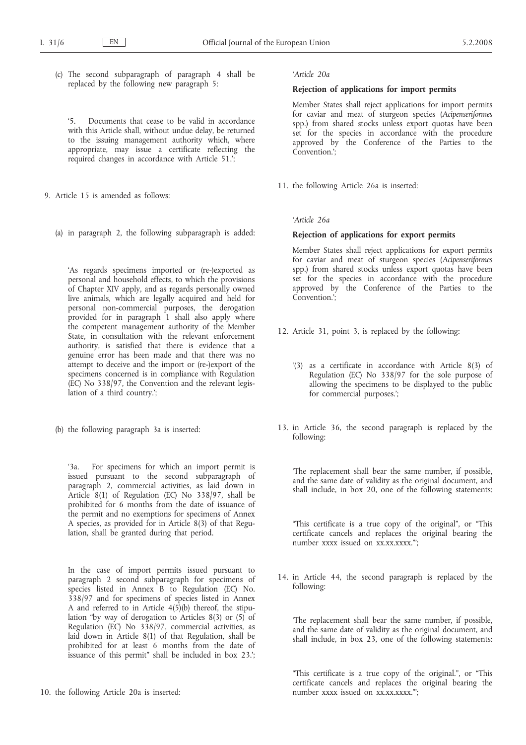(c) The second subparagraph of paragraph 4 shall be replaced by the following new paragraph 5:

'5. Documents that cease to be valid in accordance with this Article shall, without undue delay, be returned to the issuing management authority which, where appropriate, may issue a certificate reflecting the required changes in accordance with Article 51.';

9. Article 15 is amended as follows:

(a) in paragraph 2, the following subparagraph is added:

'As regards specimens imported or (re-)exported as personal and household effects, to which the provisions of Chapter XIV apply, and as regards personally owned live animals, which are legally acquired and held for personal non-commercial purposes, the derogation provided for in paragraph 1 shall also apply where the competent management authority of the Member State, in consultation with the relevant enforcement authority, is satisfied that there is evidence that a genuine error has been made and that there was no attempt to deceive and the import or (re-)export of the specimens concerned is in compliance with Regulation (EC) No 338/97, the Convention and the relevant legislation of a third country.';

(b) the following paragraph 3a is inserted:

'3a. For specimens for which an import permit is issued pursuant to the second subparagraph of paragraph 2, commercial activities, as laid down in Article 8(1) of Regulation (EC) No 338/97, shall be prohibited for 6 months from the date of issuance of the permit and no exemptions for specimens of Annex A species, as provided for in Article 8(3) of that Regulation, shall be granted during that period.

In the case of import permits issued pursuant to paragraph 2 second subparagraph for specimens of species listed in Annex B to Regulation (EC) No. 338/97 and for specimens of species listed in Annex A and referred to in Article 4(5)(b) thereof, the stipulation "by way of derogation to Articles 8(3) or (5) of Regulation (EC) No 338/97, commercial activities, as laid down in Article 8(1) of that Regulation, shall be prohibited for at least 6 months from the date of issuance of this permit" shall be included in box 23.';

10. the following Article 20a is inserted:

'*Article 20a*

**Rejection of applications for import permits**

Member States shall reject applications for import permits for caviar and meat of sturgeon species (*Acipenseriformes* spp.) from shared stocks unless export quotas have been set for the species in accordance with the procedure approved by the Conference of the Parties to the Convention.';

11. the following Article 26a is inserted:

'*Article 26a*

**Rejection of applications for export permits**

Member States shall reject applications for export permits for caviar and meat of sturgeon species (*Acipenseriformes* spp.) from shared stocks unless export quotas have been set for the species in accordance with the procedure approved by the Conference of the Parties to the Convention.';

12. Article 31, point 3, is replaced by the following:

'(3) as a certificate in accordance with Article 8(3) of Regulation (EC) No 338/97 for the sole purpose of allowing the specimens to be displayed to the public for commercial purposes.';

13. in Article 36, the second paragraph is replaced by the following:

'The replacement shall bear the same number, if possible, and the same date of validity as the original document, and shall include, in box 20, one of the following statements:

"This certificate is a true copy of the original", or "This certificate cancels and replaces the original bearing the number xxxx issued on xx.xx.xxxx."';

14. in Article 44, the second paragraph is replaced by the following:

'The replacement shall bear the same number, if possible, and the same date of validity as the original document, and shall include, in box 23, one of the following statements:

"This certificate is a true copy of the original.", or "This certificate cancels and replaces the original bearing the number xxxx issued on xx.xx.xxxx."';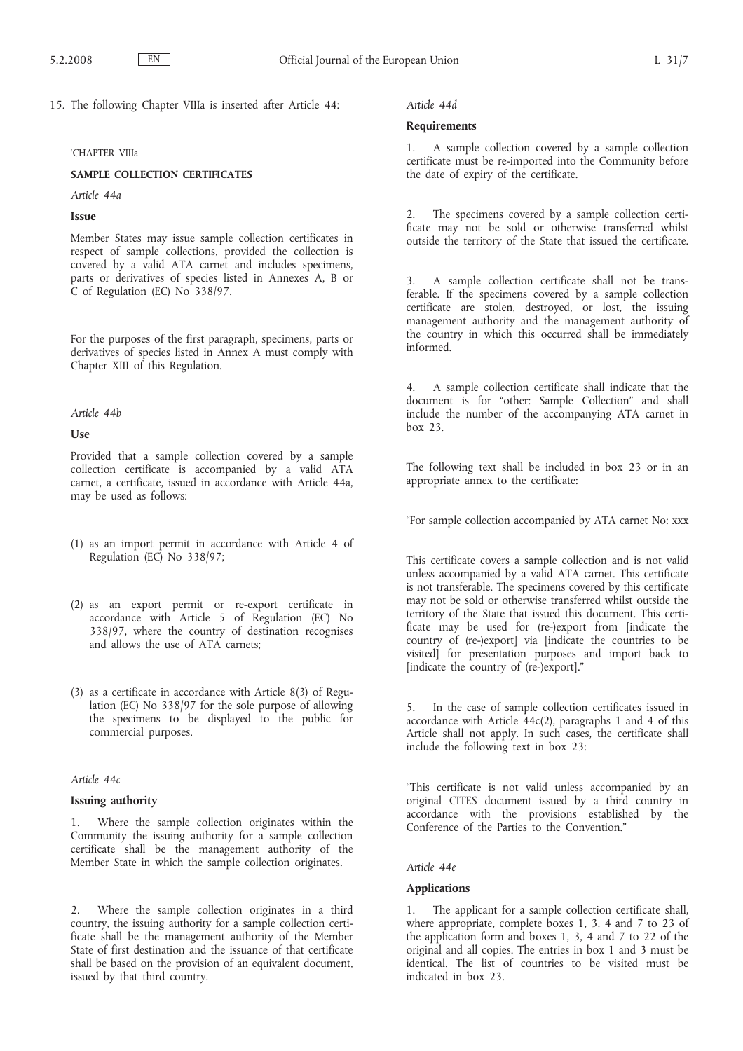15. The following Chapter VIIIa is inserted after Article 44:

'CHAPTER VIIIa

## SAMPLE COLLECTION CERTIFICATES

*Article 44a*

### Issue

Member States may issue sample collection certificates in respect of sample collections, provided the collection is covered by a valid ATA carnet and includes specimens, parts or derivatives of species listed in Annexes A, B or C of Regulation (EC) No 338/97.

For the purposes of the first paragraph, specimens, parts or derivatives of species listed in Annex A must comply with Chapter XIII of this Regulation.

*Article 44b*

### Use

Provided that a sample collection covered by a sample collection certificate is accompanied by a valid ATA carnet, a certificate, issued in accordance with Article 44a, may be used as follows:

(1) as an import permit in accordance with Article 4 of Regulation (EC) No 338/97;

(2) as an export permit or re-export certificate in accordance with Article 5 of Regulation (EC) No 338/97, where the country of destination recognises and allows the use of ATA carnets;

(3) as a certificate in accordance with Article 8(3) of Regulation (EC) No 338/97 for the sole purpose of allowing the specimens to be displayed to the public for commercial purposes.

*Article 44c*

### Issuing authority

1. Where the sample collection originates within the Community the issuing authority for a sample collection certificate shall be the management authority of the Member State in which the sample collection originates.

2. Where the sample collection originates in a third country, the issuing authority for a sample collection certificate shall be the management authority of the Member State of first destination and the issuance of that certificate shall be based on the provision of an equivalent document, issued by that third country.

*Article 44d*

### Requirements

1. A sample collection covered by a sample collection certificate must be re-imported into the Community before the date of expiry of the certificate.

2. The specimens covered by a sample collection certificate may not be sold or otherwise transferred whilst outside the territory of the State that issued the certificate.

3. A sample collection certificate shall not be transferable. If the specimens covered by a sample collection certificate are stolen, destroyed, or lost, the issuing management authority and the management authority of the country in which this occurred shall be immediately informed.

4. A sample collection certificate shall indicate that the document is for "other: Sample Collection" and shall include the number of the accompanying ATA carnet in box 23.

The following text shall be included in box 23 or in an appropriate annex to the certificate:

"For sample collection accompanied by ATA carnet No: xxx

This certificate covers a sample collection and is not valid unless accompanied by a valid ATA carnet. This certificate is not transferable. The specimens covered by this certificate may not be sold or otherwise transferred whilst outside the territory of the State that issued this document. This certificate may be used for (re-)export from [indicate the country of (re-)export] via [indicate the countries to be visited] for presentation purposes and import back to [indicate the country of (re-)export]."

5. In the case of sample collection certificates issued in accordance with Article 44c(2), paragraphs 1 and 4 of this Article shall not apply. In such cases, the certificate shall include the following text in box 23:

"This certificate is not valid unless accompanied by an original CITES document issued by a third country in accordance with the provisions established by the Conference of the Parties to the Convention."

*Article 44e*

### Applications

1. The applicant for a sample collection certificate shall, where appropriate, complete boxes 1, 3, 4 and 7 to 23 of the application form and boxes 1, 3, 4 and 7 to 22 of the original and all copies. The entries in box 1 and 3 must be identical. The list of countries to be visited must be indicated in box 23.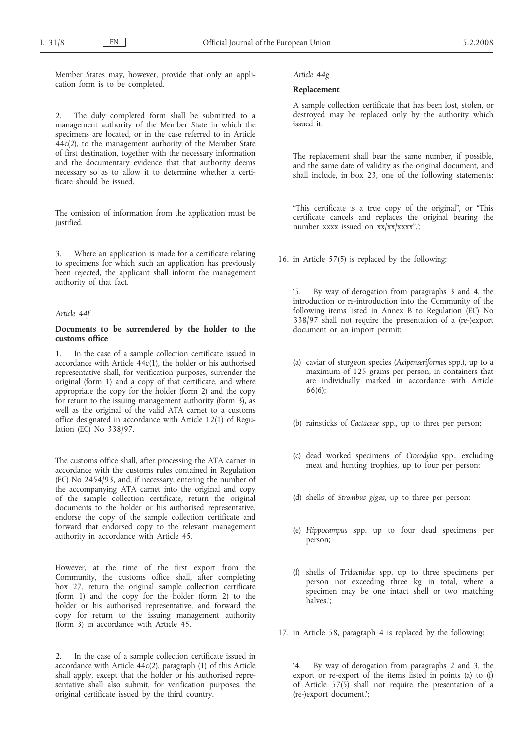Member States may, however, provide that only an application form is to be completed.

2. The duly completed form shall be submitted to a management authority of the Member State in which the specimens are located, or in the case referred to in Article 44c(2), to the management authority of the Member State of first destination, together with the necessary information and the documentary evidence that that authority deems necessary so as to allow it to determine whether a certificate should be issued.

The omission of information from the application must be justified.

3. Where an application is made for a certificate relating to specimens for which such an application has previously been rejected, the applicant shall inform the management authority of that fact.

*Article 44f*

**Documents to be surrendered by the holder to the customs office**

1. In the case of a sample collection certificate issued in accordance with Article 44c(1), the holder or his authorised representative shall, for verification purposes, surrender the original (form 1) and a copy of that certificate, and where appropriate the copy for the holder (form 2) and the copy for return to the issuing management authority (form 3), as well as the original of the valid ATA carnet to a customs office designated in accordance with Article 12(1) of Regulation (EC) No 338/97.

The customs office shall, after processing the ATA carnet in accordance with the customs rules contained in Regulation (EC) No 2454/93, and, if necessary, entering the number of the accompanying ATA carnet into the original and copy of the sample collection certificate, return the original documents to the holder or his authorised representative, endorse the copy of the sample collection certificate and forward that endorsed copy to the relevant management authority in accordance with Article 45.

However, at the time of the first export from the Community, the customs office shall, after completing box 27, return the original sample collection certificate (form 1) and the copy for the holder (form 2) to the holder or his authorised representative, and forward the copy for return to the issuing management authority (form 3) in accordance with Article 45.

2. In the case of a sample collection certificate issued in accordance with Article 44c(2), paragraph (1) of this Article shall apply, except that the holder or his authorised representative shall also submit, for verification purposes, the original certificate issued by the third country.

*Article 44g*

**Replacement**

A sample collection certificate that has been lost, stolen, or destroyed may be replaced only by the authority which issued it.

The replacement shall bear the same number, if possible, and the same date of validity as the original document, and shall include, in box 23, one of the following statements:

"This certificate is a true copy of the original", or "This certificate cancels and replaces the original bearing the number xxxx issued on xx/xx/xxxx".';

16. in Article 57(5) is replaced by the following:

'5. By way of derogation from paragraphs 3 and 4, the introduction or re-introduction into the Community of the following items listed in Annex B to Regulation (EC) No 338/97 shall not require the presentation of a (re-)export document or an import permit:

(a) caviar of sturgeon species (*Acipenseriformes* spp.), up to a maximum of 125 grams per person, in containers that are individually marked in accordance with Article 66(6);

(b) rainsticks of *Cactaceae* spp., up to three per person;

(c) dead worked specimens of *Crocodylia* spp., excluding meat and hunting trophies, up to four per person;

(d) shells of *Strombus gigas*, up to three per person;

(e) *Hippocampus* spp. up to four dead specimens per person;

(f) shells of *Tridacnidae* spp. up to three specimens per person not exceeding three kg in total, where a specimen may be one intact shell or two matching halves.';

17. in Article 58, paragraph 4 is replaced by the following:

'4. By way of derogation from paragraphs 2 and 3, the export or re-export of the items listed in points (a) to (f) of Article 57(5) shall not require the presentation of a (re-)export document.';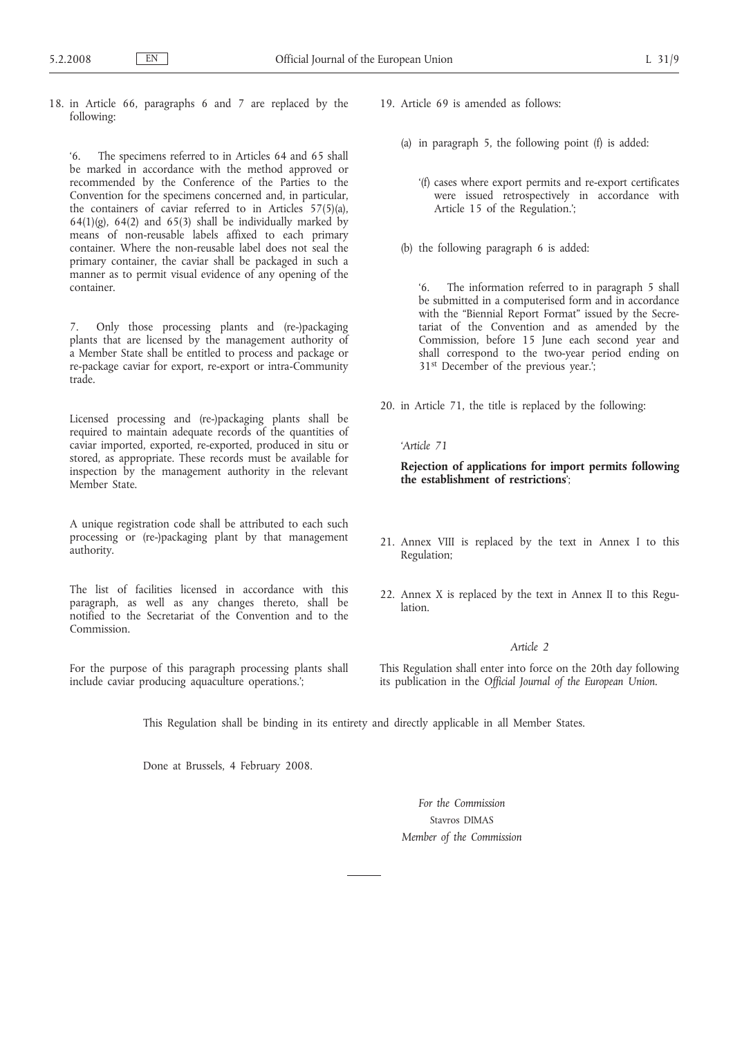18. in Article 66, paragraphs 6 and 7 are replaced by the following:

   ‘6. The specimens referred to in Articles 64 and 65 shall be marked in accordance with the method approved or recommended by the Conference of the Parties to the Convention for the specimens concerned and, in particular, the containers of caviar referred to in Articles 57(5)(a), 64(1)(g), 64(2) and 65(3) shall be individually marked by means of non-reusable labels affixed to each primary container. Where the non-reusable label does not seal the primary container, the caviar shall be packaged in such a manner as to permit visual evidence of any opening of the container.

   7. Only those processing plants and (re-)packaging plants that are licensed by the management authority of a Member State shall be entitled to process and package or re-package caviar for export, re-export or intra-Community trade.

   Licensed processing and (re-)packaging plants shall be required to maintain adequate records of the quantities of caviar imported, exported, re-exported, produced in situ or stored, as appropriate. These records must be available for inspection by the management authority in the relevant Member State.

   A unique registration code shall be attributed to each such processing or (re-)packaging plant by that management authority.

   The list of facilities licensed in accordance with this paragraph, as well as any changes thereto, shall be notified to the Secretariat of the Convention and to the Commission.

   For the purpose of this paragraph processing plants shall include caviar producing aquaculture operations.’;

19. Article 69 is amended as follows:

   (a) in paragraph 5, the following point (f) is added:

      ‘(f) cases where export permits and re-export certificates were issued retrospectively in accordance with Article 15 of the Regulation.’;

   (b) the following paragraph 6 is added:

      ‘6. The information referred to in paragraph 5 shall be submitted in a computerised form and in accordance with the “Biennial Report Format” issued by the Secretariat of the Convention and as amended by the Commission, before 15 June each second year and shall correspond to the two-year period ending on 31st December of the previous year.’;

20. in Article 71, the title is replaced by the following:

   ‘*Article 71*

   **Rejection of applications for import permits following the establishment of restrictions**’;

21. Annex VIII is replaced by the text in Annex I to this Regulation;

22. Annex X is replaced by the text in Annex II to this Regulation.

*Article 2*

This Regulation shall enter into force on the 20th day following its publication in the *Official Journal of the European Union*.

This Regulation shall be binding in its entirety and directly applicable in all Member States.

Done at Brussels, 4 February 2008.

*For the Commission*

Stavros DIMAS

*Member of the Commission*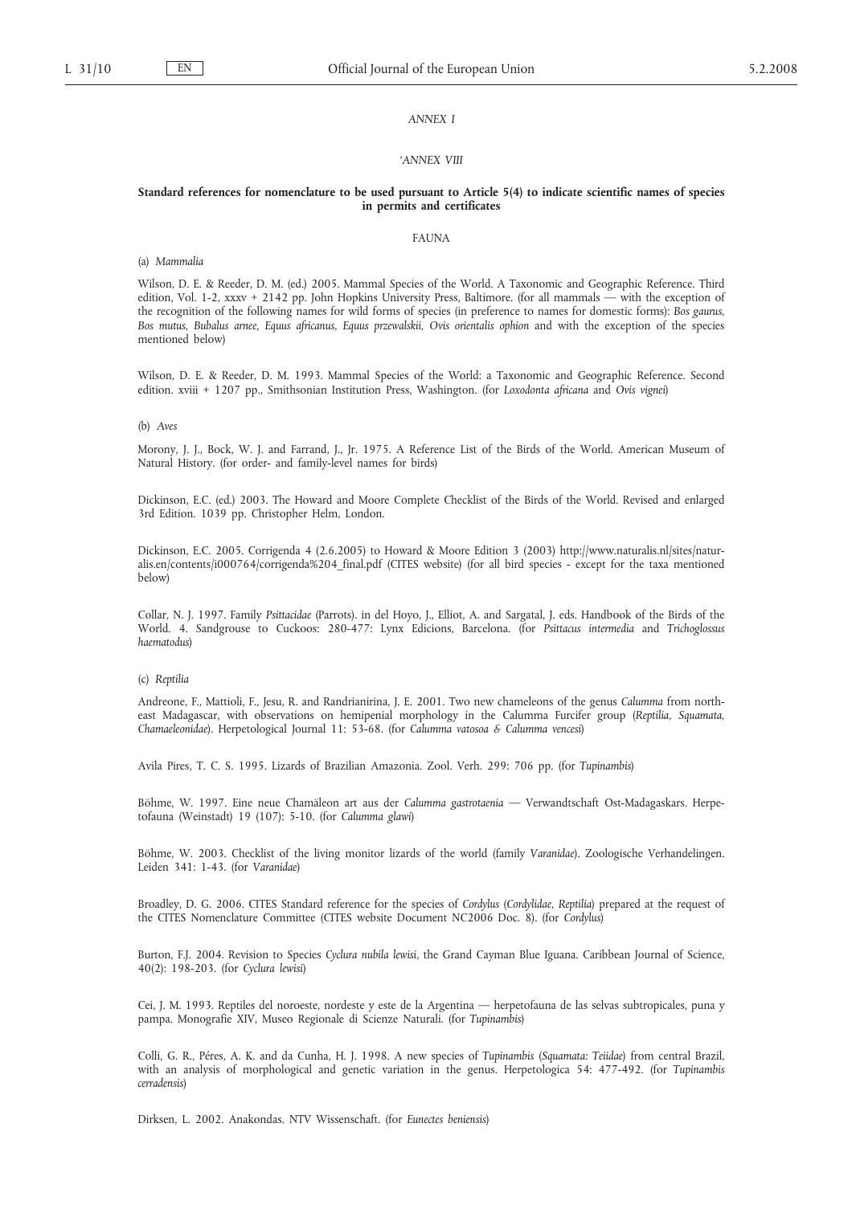*ANNEX I*

*'ANNEX VIII*

**Standard references for nomenclature to be used pursuant to Article 5(4) to indicate scientific names of species in permits and certificates**

FAUNA

(a) *Mammalia*

Wilson, D. E. & Reeder, D. M. (ed.) 2005. Mammal Species of the World. A Taxonomic and Geographic Reference. Third edition, Vol. 1-2, xxxv + 2142 pp. John Hopkins University Press, Baltimore. (for all mammals — with the exception of the recognition of the following names for wild forms of species (in preference to names for domestic forms): *Bos gaurus, Bos mutus, Bubalus arnee, Equus africanus, Equus przewalskii, Ovis orientalis ophion* and with the exception of the species mentioned below)

Wilson, D. E. & Reeder, D. M. 1993. Mammal Species of the World: a Taxonomic and Geographic Reference. Second edition. xviii + 1207 pp., Smithsonian Institution Press, Washington. (for *Loxodonta africana* and *Ovis vignei*)

(b) *Aves*

Morony, J. J., Bock, W. J. and Farrand, J., Jr. 1975. A Reference List of the Birds of the World. American Museum of Natural History. (for order- and family-level names for birds)

Dickinson, E.C. (ed.) 2003. The Howard and Moore Complete Checklist of the Birds of the World. Revised and enlarged 3rd Edition. 1039 pp. Christopher Helm, London.

Dickinson, E.C. 2005. Corrigenda 4 (2.6.2005) to Howard & Moore Edition 3 (2003) http://www.naturalis.nl/sites/naturalis.en/contents/i000764/corrigenda%204_final.pdf (CITES website) (for all bird species - except for the taxa mentioned below)

Collar, N. J. 1997. Family *Psittacidae* (Parrots). in del Hoyo, J., Elliot, A. and Sargatal, J. eds. Handbook of the Birds of the World. 4. Sandgrouse to Cuckoos: 280-477: Lynx Edicions, Barcelona. (for *Psittacus intermedia* and *Trichoglossus haematodus*)

(c) *Reptilia*

Andreone, F., Mattioli, F., Jesu, R. and Randrianirina, J. E. 2001. Two new chameleons of the genus *Calumma* from north-east Madagascar, with observations on hemipenial morphology in the Calumma Furcifer group (*Reptilia, Squamata, Chamaeleonidae*). Herpetological Journal 11: 53-68. (for *Calumma vatosoa & Calumma vencesi*)

Avila Pires, T. C. S. 1995. Lizards of Brazilian Amazonia. Zool. Verh. 299: 706 pp. (for *Tupinambis*)

Böhme, W. 1997. Eine neue Chamäleon art aus der *Calumma gastrotaenia* — Verwandtschaft Ost-Madagaskars. Herpetofauna (Weinstadt) 19 (107): 5-10. (for *Calumma glawi*)

Böhme, W. 2003. Checklist of the living monitor lizards of the world (family *Varanidae*). Zoologische Verhandelingen. Leiden 341: 1-43. (for *Varanidae*)

Broadley, D. G. 2006. CITES Standard reference for the species of *Cordylus* (*Cordylidae, Reptilia*) prepared at the request of the CITES Nomenclature Committee (CITES website Document NC2006 Doc. 8). (for *Cordylus*)

Burton, F.J. 2004. Revision to Species *Cyclura nubila lewisi*, the Grand Cayman Blue Iguana. Caribbean Journal of Science, 40(2): 198-203. (for *Cyclura lewisi*)

Cei, J. M. 1993. Reptiles del noroeste, nordeste y este de la Argentina — herpetofauna de las selvas subtropicales, puna y pampa. Monografie XIV, Museo Regionale di Scienze Naturali. (for *Tupinambis*)

Colli, G. R., Péres, A. K. and da Cunha, H. J. 1998. A new species of *Tupinambis* (*Squamata: Teiidae*) from central Brazil, with an analysis of morphological and genetic variation in the genus. Herpetologica 54: 477-492. (for *Tupinambis cerradensis*)

Dirksen, L. 2002. Anakondas. NTV Wissenschaft. (for *Eunectes beniensis*)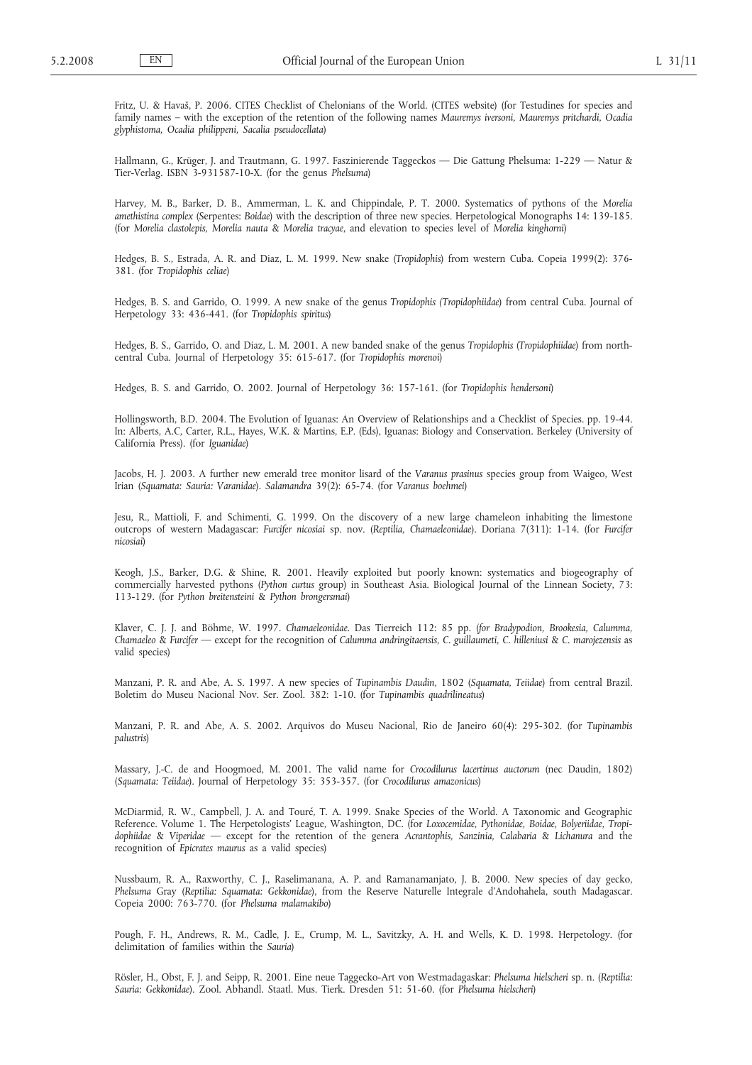Fritz, U. & Havaš, P. 2006. CITES Checklist of Chelonians of the World. (CITES website) (for Testudines for species and family names – with the exception of the retention of the following names *Mauremys iversoni, Mauremys pritchardi, Ocadia glyphistoma, Ocadia philippeni, Sacalia pseudocellata*)

Hallmann, G., Krüger, J. and Trautmann, G. 1997. Faszinierende Taggeckos — Die Gattung Phelsuma: 1-229 — Natur & Tier-Verlag. ISBN 3-931587-10-X. (for the genus *Phelsuma*)

Harvey, M. B., Barker, D. B., Ammerman, L. K. and Chippindale, P. T. 2000. Systematics of pythons of the *Morelia amethistina complex* (Serpentes: *Boidae*) with the description of three new species. Herpetological Monographs 14: 139-185. (for *Morelia clastolepis, Morelia nauta* & *Morelia tracyae*, and elevation to species level of *Morelia kinghorni*)

Hedges, B. S., Estrada, A. R. and Diaz, L. M. 1999. New snake (*Tropidophis*) from western Cuba. Copeia 1999(2): 376-381. (for *Tropidophis celiae*)

Hedges, B. S. and Garrido, O. 1999. A new snake of the genus *Tropidophis* (*Tropidophiidae*) from central Cuba. Journal of Herpetology 33: 436-441. (for *Tropidophis spiritus*)

Hedges, B. S., Garrido, O. and Diaz, L. M. 2001. A new banded snake of the genus *Tropidophis* (*Tropidophiidae*) from north-central Cuba. Journal of Herpetology 35: 615-617. (for *Tropidophis morenoi*)

Hedges, B. S. and Garrido, O. 2002. Journal of Herpetology 36: 157-161. (for *Tropidophis hendersoni*)

Hollingsworth, B.D. 2004. The Evolution of Iguanas: An Overview of Relationships and a Checklist of Species. pp. 19-44. In: Alberts, A.C, Carter, R.L., Hayes, W.K. & Martins, E.P. (Eds), Iguanas: Biology and Conservation. Berkeley (University of California Press). (for *Iguanidae*)

Jacobs, H. J. 2003. A further new emerald tree monitor lisard of the *Varanus prasinus* species group from Waigeo, West Irian (*Squamata: Sauria: Varanidae*). Salamandra 39(2): 65-74. (for *Varanus boehmei*)

Jesu, R., Mattioli, F. and Schimenti, G. 1999. On the discovery of a new large chameleon inhabiting the limestone outcrops of western Madagascar: *Furcifer nicosiai* sp. nov. (*Reptilia, Chamaeleonidae*). Doriana 7(311): 1-14. (for *Furcifer nicosiai*)

Keogh, J.S., Barker, D.G. & Shine, R. 2001. Heavily exploited but poorly known: systematics and biogeography of commercially harvested pythons (*Python curtus* group) in Southeast Asia. Biological Journal of the Linnean Society, 73: 113-129. (for *Python breitensteini* & *Python brongersmai*)

Klaver, C. J. J. and Böhme, W. 1997. *Chamaeleonidae*. Das Tierreich 112: 85 pp. (*for Bradypodion, Brookesia, Calumma, Chamaeleo* & *Furcifer* — except for the recognition of *Calumma andringitaensis, C. guillaumeti, C. hilleniusi* & *C. marojezensis* as valid species)

Manzani, P. R. and Abe, A. S. 1997. A new species of *Tupinambis Daudin*, 1802 (*Squamata, Teiidae*) from central Brazil. Boletim do Museu Nacional Nov. Ser. Zool. 382: 1-10. (for *Tupinambis quadrilineatus*)

Manzani, P. R. and Abe, A. S. 2002. Arquivos do Museu Nacional, Rio de Janeiro 60(4): 295-302. (for *Tupinambis palustris*)

Massary, J.-C. de and Hoogmoed, M. 2001. The valid name for *Crocodilurus lacertinus auctorum* (nec Daudin, 1802) (*Squamata: Teiidae*). Journal of Herpetology 35: 353-357. (for *Crocodilurus amazonicus*)

McDiarmid, R. W., Campbell, J. A. and Touré, T. A. 1999. Snake Species of the World. A Taxonomic and Geographic Reference. Volume 1. The Herpetologists' League, Washington, DC. (for *Loxocemidae, Pythonidae, Boidae, Bolyeriidae, Tropidophiidae* & *Viperidae* — except for the retention of the genera *Acrantophis, Sanzinia, Calabaria* & *Lichanura* and the recognition of *Epicrates maurus* as a valid species)

Nussbaum, R. A., Raxworthy, C. J., Raselimanana, A. P. and Ramanamanjato, J. B. 2000. New species of day gecko, *Phelsuma* Gray (*Reptilia: Squamata: Gekkonidae*), from the Reserve Naturelle Integrale d'Andohahela, south Madagascar. Copeia 2000: 763-770. (for *Phelsuma malamakibo*)

Pough, F. H., Andrews, R. M., Cadle, J. E., Crump, M. L., Savitzky, A. H. and Wells, K. D. 1998. Herpetology. (for delimitation of families within the *Sauria*)

Rösler, H., Obst, F. J. and Seipp, R. 2001. Eine neue Taggecko-Art von Westmadagaskar: *Phelsuma hielscheri* sp. n. (*Reptilia: Sauria: Gekkonidae*). Zool. Abhandl. Staatl. Mus. Tierk. Dresden 51: 51-60. (for *Phelsuma hielscheri*)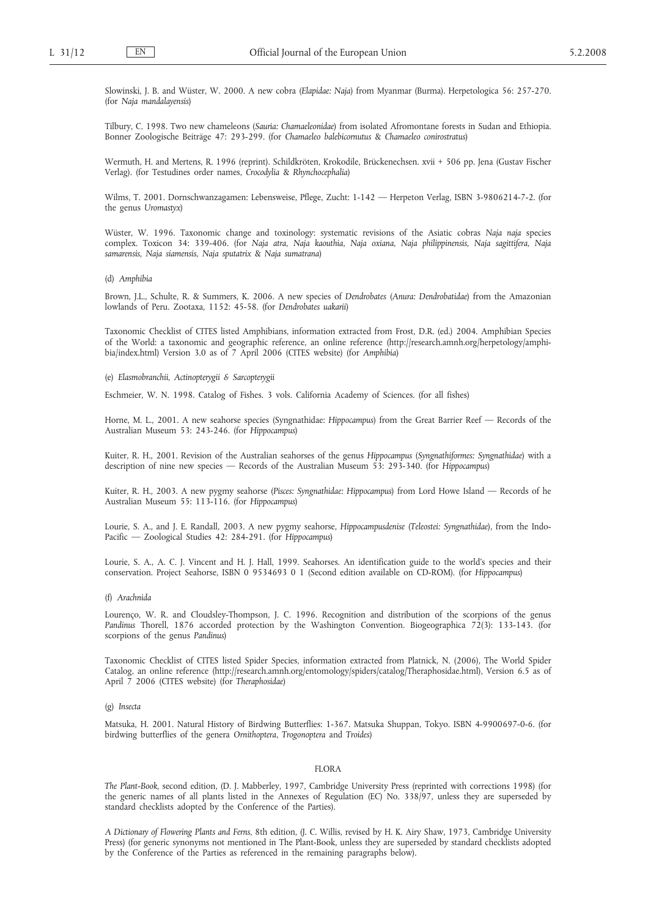Slowinski, J. B. and Wüster, W. 2000. A new cobra (*Elapidae: Naja*) from Myanmar (Burma). Herpetologica 56: 257-270. (for *Naja mandalayensis*)

Tilbury, C. 1998. Two new chameleons (*Sauria: Chamaeleonidae*) from isolated Afromontane forests in Sudan and Ethiopia. Bonner Zoologische Beiträge 47: 293-299. (for *Chamaeleo balebicornutus* & *Chamaeleo conirostratus*)

Wermuth, H. and Mertens, R. 1996 (reprint). Schildkröten, Krokodile, Brückenechsen. xvii + 506 pp. Jena (Gustav Fischer Verlag). (for Testudines order names, *Crocodylia* & *Rhynchocephalia*)

Wilms, T. 2001. Dornschwanzagamen: Lebensweise, Pflege, Zucht: 1-142 — Herpeton Verlag, ISBN 3-9806214-7-2. (for the genus *Uromastyx*)

Wüster, W. 1996. Taxonomic change and toxinology: systematic revisions of the Asiatic cobras *Naja naja* species complex. Toxicon 34: 339-406. (for *Naja atra, Naja kaouthia, Naja oxiana, Naja philippinensis, Naja sagittifera, Naja samarensis, Naja siamensis, Naja sputatrix* & *Naja sumatrana*)

(d) *Amphibia*

Brown, J.L., Schulte, R. & Summers, K. 2006. A new species of *Dendrobates* (*Anura: Dendrobatidae*) from the Amazonian lowlands of Peru. Zootaxa, 1152: 45-58. (for *Dendrobates uakarii*)

Taxonomic Checklist of CITES listed Amphibians, information extracted from Frost, D.R. (ed.) 2004. Amphibian Species of the World: a taxonomic and geographic reference, an online reference (http://research.amnh.org/herpetology/amphibia/index.html) Version 3.0 as of 7 April 2006 (CITES website) (for *Amphibia*)

(e) *Elasmobranchii, Actinopterygii & Sarcopterygii*

Eschmeier, W. N. 1998. Catalog of Fishes. 3 vols. California Academy of Sciences. (for all fishes)

Horne, M. L., 2001. A new seahorse species (Syngnathidae: *Hippocampus*) from the Great Barrier Reef — Records of the Australian Museum 53: 243-246. (for *Hippocampus*)

Kuiter, R. H., 2001. Revision of the Australian seahorses of the genus *Hippocampus* (*Syngnathiformes: Syngnathidae*) with a description of nine new species — Records of the Australian Museum 53: 293-340. (for *Hippocampus*)

Kuiter, R. H., 2003. A new pygmy seahorse (*Pisces: Syngnathidae: Hippocampus*) from Lord Howe Island — Records of he Australian Museum 55: 113-116. (for *Hippocampus*)

Lourie, S. A., and J. E. Randall, 2003. A new pygmy seahorse, *Hippocampusdenise* (*Teleostei: Syngnathidae*), from the Indo-Pacific — Zoological Studies 42: 284-291. (for *Hippocampus*)

Lourie, S. A., A. C. J. Vincent and H. J. Hall, 1999. Seahorses. An identification guide to the world's species and their conservation. Project Seahorse, ISBN 0 9534693 0 1 (Second edition available on CD-ROM). (for *Hippocampus*)

(f) *Arachnida*

Lourenço, W. R. and Cloudsley-Thompson, J. C. 1996. Recognition and distribution of the scorpions of the genus *Pandinus* Thorell, 1876 accorded protection by the Washington Convention. Biogeographica 72(3): 133-143. (for scorpions of the genus *Pandinus*)

Taxonomic Checklist of CITES listed Spider Species, information extracted from Platnick, N. (2006), The World Spider Catalog, an online reference (http://research.amnh.org/entomology/spiders/catalog/Theraphosidae.html), Version 6.5 as of April 7 2006 (CITES website) (for *Theraphosidae*)

(g) *Insecta*

Matsuka, H. 2001. Natural History of Birdwing Butterflies: 1-367. Matsuka Shuppan, Tokyo. ISBN 4-9900697-0-6. (for birdwing butterflies of the genera *Ornithoptera, Trogonoptera* and *Troides*)

FLORA

*The Plant-Book,* second edition, (D. J. Mabberley, 1997, Cambridge University Press (reprinted with corrections 1998) (for the generic names of all plants listed in the Annexes of Regulation (EC) No. 338/97, unless they are superseded by standard checklists adopted by the Conference of the Parties).

*A Dictionary of Flowering Plants and Ferns,* 8th edition, (J. C. Willis, revised by H. K. Airy Shaw, 1973, Cambridge University Press) (for generic synonyms not mentioned in The Plant-Book, unless they are superseded by standard checklists adopted by the Conference of the Parties as referenced in the remaining paragraphs below).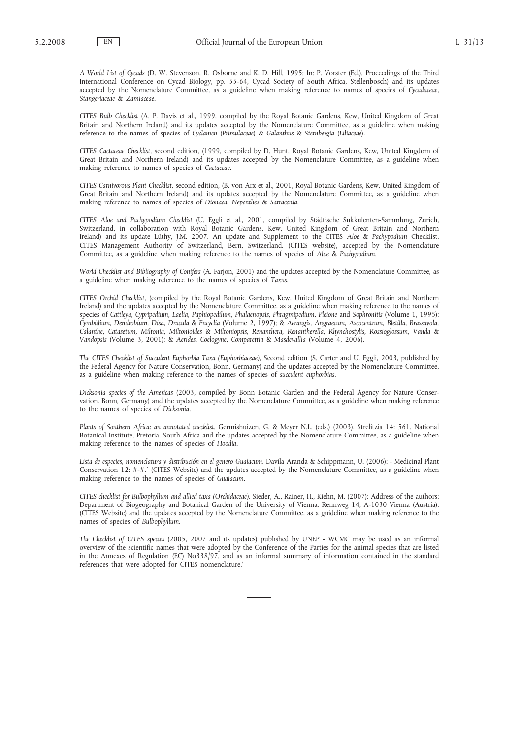*A World List of Cycads* (D. W. Stevenson, R. Osborne and K. D. Hill, 1995; In: P. Vorster (Ed.), Proceedings of the Third International Conference on Cycad Biology, pp. 55-64, Cycad Society of South Africa, Stellenbosch) and its updates accepted by the Nomenclature Committee, as a guideline when making reference to names of species of *Cycadaceae*, *Stangeriaceae* & *Zamiaceae*.

*CITES Bulb Checklist* (A. P. Davis et al., 1999, compiled by the Royal Botanic Gardens, Kew, United Kingdom of Great Britain and Northern Ireland) and its updates accepted by the Nomenclature Committee, as a guideline when making reference to the names of species of *Cyclamen* (*Primulaceae*) & *Galanthus* & *Sternbergia* (*Liliaceae*).

*CITES Cactaceae Checklist*, second edition, (1999, compiled by D. Hunt, Royal Botanic Gardens, Kew, United Kingdom of Great Britain and Northern Ireland) and its updates accepted by the Nomenclature Committee, as a guideline when making reference to names of species of *Cactaceae*.

*CITES Carnivorous Plant Checklist*, second edition, (B. von Arx et al., 2001, Royal Botanic Gardens, Kew, United Kingdom of Great Britain and Northern Ireland) and its updates accepted by the Nomenclature Committee, as a guideline when making reference to names of species of *Dionaea*, *Nepenthes* & *Sarracenia*.

*CITES Aloe and Pachypodium Checklist* (U. Eggli et al., 2001, compiled by Städtische Sukkulenten-Sammlung, Zurich, Switzerland, in collaboration with Royal Botanic Gardens, Kew, United Kingdom of Great Britain and Northern Ireland) and its update Lüthy, J.M. 2007. An update and Supplement to the CITES *Aloe* & *Pachypodium* Checklist. CITES Management Authority of Switzerland, Bern, Switzerland. (CITES website), accepted by the Nomenclature Committee, as a guideline when making reference to the names of species of *Aloe* & *Pachypodium*.

*World Checklist and Bibliography of Conifers* (A. Farjon, 2001) and the updates accepted by the Nomenclature Committee, as a guideline when making reference to the names of species of *Taxus*.

*CITES Orchid Checklist*, (compiled by the Royal Botanic Gardens, Kew, United Kingdom of Great Britain and Northern Ireland) and the updates accepted by the Nomenclature Committee, as a guideline when making reference to the names of species of *Cattleya*, *Cypripedium*, *Laelia*, *Paphiopedilum*, *Phalaenopsis*, *Phragmipedium*, *Pleione* and *Sophronitis* (Volume 1, 1995); *Cymbidium*, *Dendrobium*, *Disa*, *Dracula* & *Encyclia* (Volume 2, 1997); & *Aerangis*, *Angraecum*, *Ascocentrum*, *Bletilla*, *Brassavola*, *Calanthe*, *Catasetum*, *Miltonia*, *Miltonioides* & *Miltoniopsis*, *Renanthera*, *Renantherella*, *Rhynchostylis*, *Rossioglossum*, *Vanda* & *Vandopsis* (Volume 3, 2001); & *Aerides*, *Coelogyne*, *Comparettia* & *Masdevallia* (Volume 4, 2006).

*The CITES Checklist of Succulent Euphorbia Taxa (Euphorbiaceae)*, Second edition (S. Carter and U. Eggli, 2003, published by the Federal Agency for Nature Conservation, Bonn, Germany) and the updates accepted by the Nomenclature Committee, as a guideline when making reference to the names of species of *succulent euphorbias*.

*Dicksonia species of the Americas* (2003, compiled by Bonn Botanic Garden and the Federal Agency for Nature Conservation, Bonn, Germany) and the updates accepted by the Nomenclature Committee, as a guideline when making reference to the names of species of *Dicksonia*.

*Plants of Southern Africa: an annotated checklist*. Germishuizen, G. & Meyer N.L. (eds.) (2003). Strelitzia 14: 561. National Botanical Institute, Pretoria, South Africa and the updates accepted by the Nomenclature Committee, as a guideline when making reference to the names of species of *Hoodia*.

*Lista de especies, nomenclatura y distribución en el genero Guaiacum*. Davila Aranda & Schippmann, U. (2006): - Medicinal Plant Conservation 12: #-#.' (CITES Website) and the updates accepted by the Nomenclature Committee, as a guideline when making reference to the names of species of *Guaiacum*.

*CITES checklist for Bulbophyllum and allied taxa (Orchidaceae)*. Sieder, A., Rainer, H., Kiehn, M. (2007): Address of the authors: Department of Biogeography and Botanical Garden of the University of Vienna; Rennweg 14, A-1030 Vienna (Austria). (CITES Website) and the updates accepted by the Nomenclature Committee, as a guideline when making reference to the names of species of *Bulbophyllum*.

*The Checklist of CITES species* (2005, 2007 and its updates) published by UNEP - WCMC may be used as an informal overview of the scientific names that were adopted by the Conference of the Parties for the animal species that are listed in the Annexes of Regulation (EC) No338/97, and as an informal summary of information contained in the standard references that were adopted for CITES nomenclature.'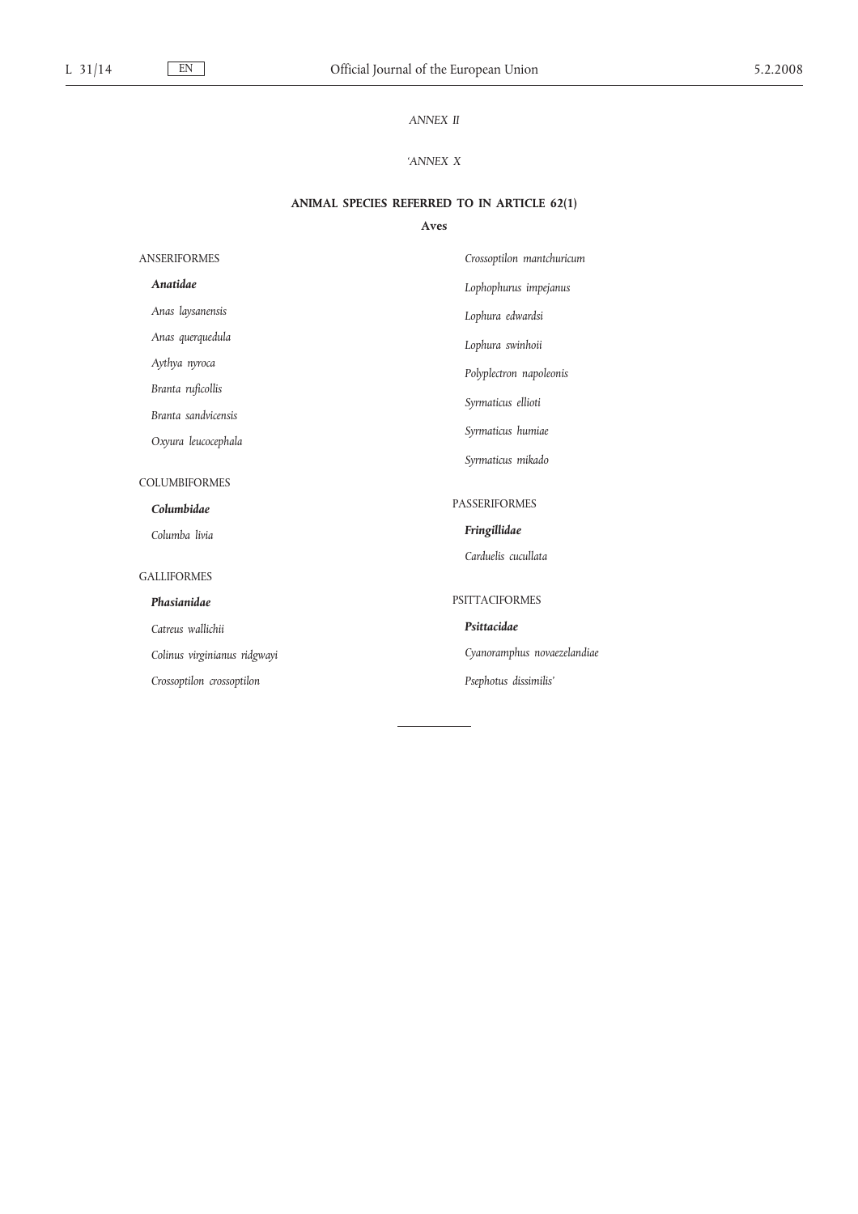*ANNEX II*

*'ANNEX X*

**ANIMAL SPECIES REFERRED TO IN ARTICLE 62(1)**

**Aves**

ANSERIFORMES

***Anatidae***

*Anas laysanensis*

*Anas querquedula*

*Aythya nyroca*

*Branta ruficollis*

*Branta sandvicensis*

*Oxyura leucocephala*

COLUMBIFORMES

***Columbidae***

*Columba livia*

GALLIFORMES

***Phasianidae***

*Catreus wallichii*

*Colinus virginianus ridgwayi*

*Crossoptilon crossoptilon*

*Crossoptilon mantchuricum*

*Lophophurus impejanus*

*Lophura edwardsi*

*Lophura swinhoii*

*Polyplectron napoleonis*

*Syrmaticus ellioti*

*Syrmaticus humiae*

*Syrmaticus mikado*

PASSERIFORMES

***Fringillidae***

*Carduelis cucullata*

PSITTACIFORMES

***Psittacidae***

*Cyanoramphus novaezelandiae*

*Psephotus dissimilis'*